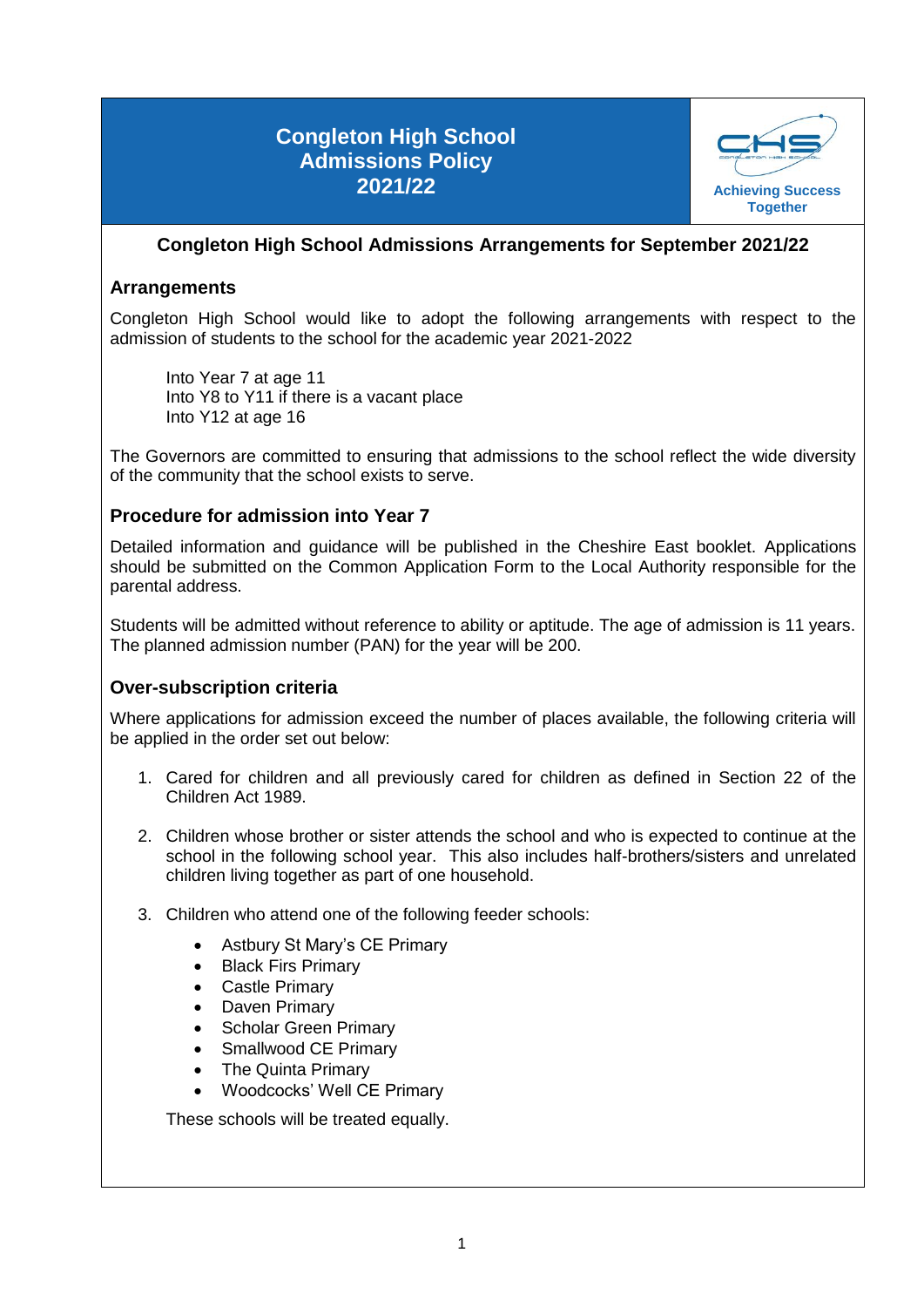# Congleton High School Admissions Policy 2021/22

Achieving Success Together

## Congleton High School Admissions Arrangements for September 2021/22

### Arrangements

Congleton High School would like to adopt the following arrangements with respect to the admission of students to the school for the academic year 2021-2022

Into Year 7 at age 11
Into Y8 to Y11 if there is a vacant place
Into Y12 at age 16

The Governors are committed to ensuring that admissions to the school reflect the wide diversity of the community that the school exists to serve.

### Procedure for admission into Year 7

Detailed information and guidance will be published in the Cheshire East booklet. Applications should be submitted on the Common Application Form to the Local Authority responsible for the parental address.

Students will be admitted without reference to ability or aptitude. The age of admission is 11 years. The planned admission number (PAN) for the year will be 200.

### Over-subscription criteria

Where applications for admission exceed the number of places available, the following criteria will be applied in the order set out below:

1. Cared for children and all previously cared for children as defined in Section 22 of the Children Act 1989.

2. Children whose brother or sister attends the school and who is expected to continue at the school in the following school year. This also includes half-brothers/sisters and unrelated children living together as part of one household.

3. Children who attend one of the following feeder schools:

   - Astbury St Mary's CE Primary
   - Black Firs Primary
   - Castle Primary
   - Daven Primary
   - Scholar Green Primary
   - Smallwood CE Primary
   - The Quinta Primary
   - Woodcocks' Well CE Primary

   These schools will be treated equally.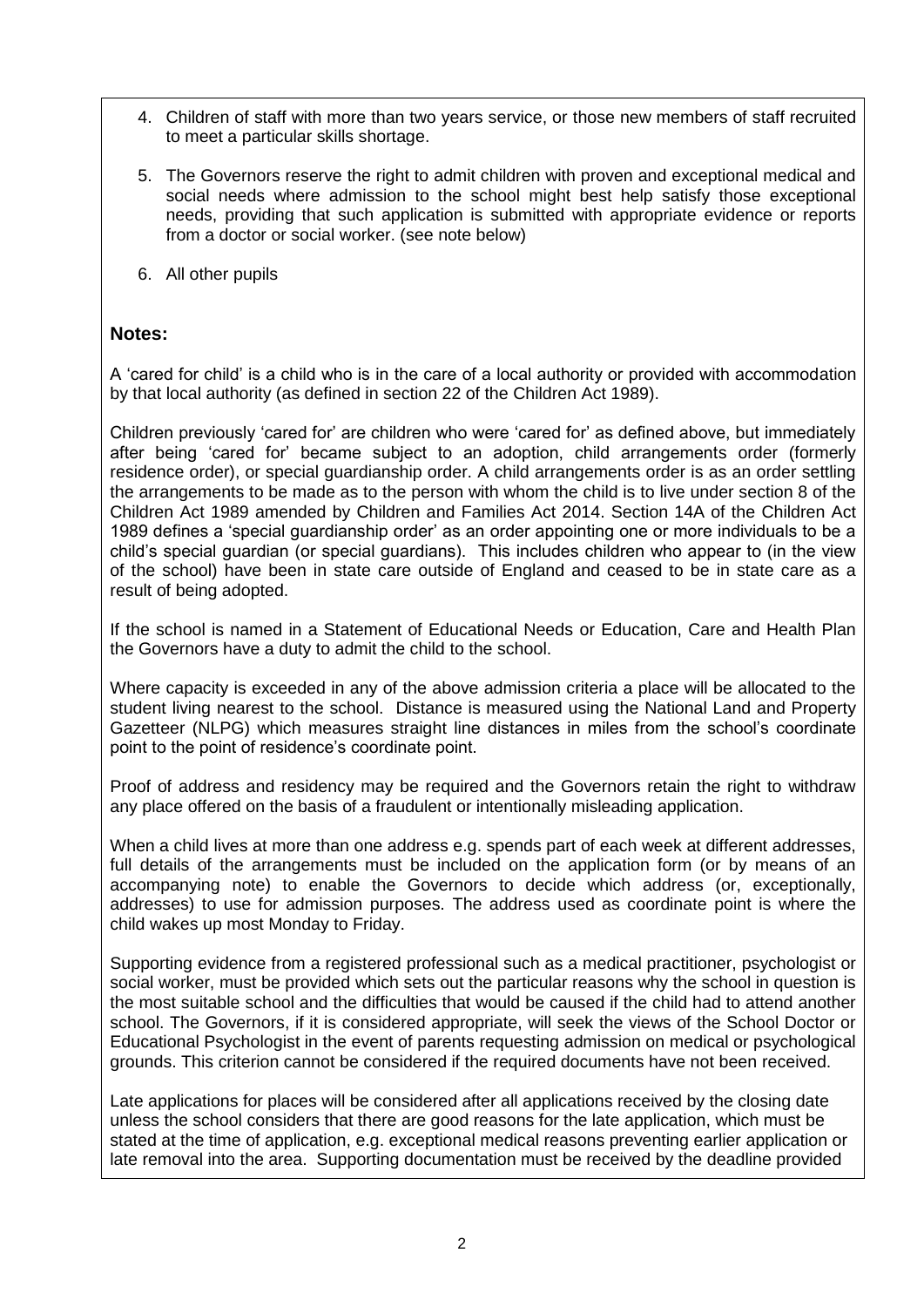4. Children of staff with more than two years service, or those new members of staff recruited to meet a particular skills shortage.
5. The Governors reserve the right to admit children with proven and exceptional medical and social needs where admission to the school might best help satisfy those exceptional needs, providing that such application is submitted with appropriate evidence or reports from a doctor or social worker. (see note below)
6. All other pupils

## Notes:

A 'cared for child' is a child who is in the care of a local authority or provided with accommodation by that local authority (as defined in section 22 of the Children Act 1989).

Children previously 'cared for' are children who were 'cared for' as defined above, but immediately after being 'cared for' became subject to an adoption, child arrangements order (formerly residence order), or special guardianship order. A child arrangements order is as an order settling the arrangements to be made as to the person with whom the child is to live under section 8 of the Children Act 1989 amended by Children and Families Act 2014. Section 14A of the Children Act 1989 defines a 'special guardianship order' as an order appointing one or more individuals to be a child's special guardian (or special guardians). This includes children who appear to (in the view of the school) have been in state care outside of England and ceased to be in state care as a result of being adopted.

If the school is named in a Statement of Educational Needs or Education, Care and Health Plan the Governors have a duty to admit the child to the school.

Where capacity is exceeded in any of the above admission criteria a place will be allocated to the student living nearest to the school. Distance is measured using the National Land and Property Gazetteer (NLPG) which measures straight line distances in miles from the school's coordinate point to the point of residence's coordinate point.

Proof of address and residency may be required and the Governors retain the right to withdraw any place offered on the basis of a fraudulent or intentionally misleading application.

When a child lives at more than one address e.g. spends part of each week at different addresses, full details of the arrangements must be included on the application form (or by means of an accompanying note) to enable the Governors to decide which address (or, exceptionally, addresses) to use for admission purposes. The address used as coordinate point is where the child wakes up most Monday to Friday.

Supporting evidence from a registered professional such as a medical practitioner, psychologist or social worker, must be provided which sets out the particular reasons why the school in question is the most suitable school and the difficulties that would be caused if the child had to attend another school. The Governors, if it is considered appropriate, will seek the views of the School Doctor or Educational Psychologist in the event of parents requesting admission on medical or psychological grounds. This criterion cannot be considered if the required documents have not been received.

Late applications for places will be considered after all applications received by the closing date unless the school considers that there are good reasons for the late application, which must be stated at the time of application, e.g. exceptional medical reasons preventing earlier application or late removal into the area. Supporting documentation must be received by the deadline provided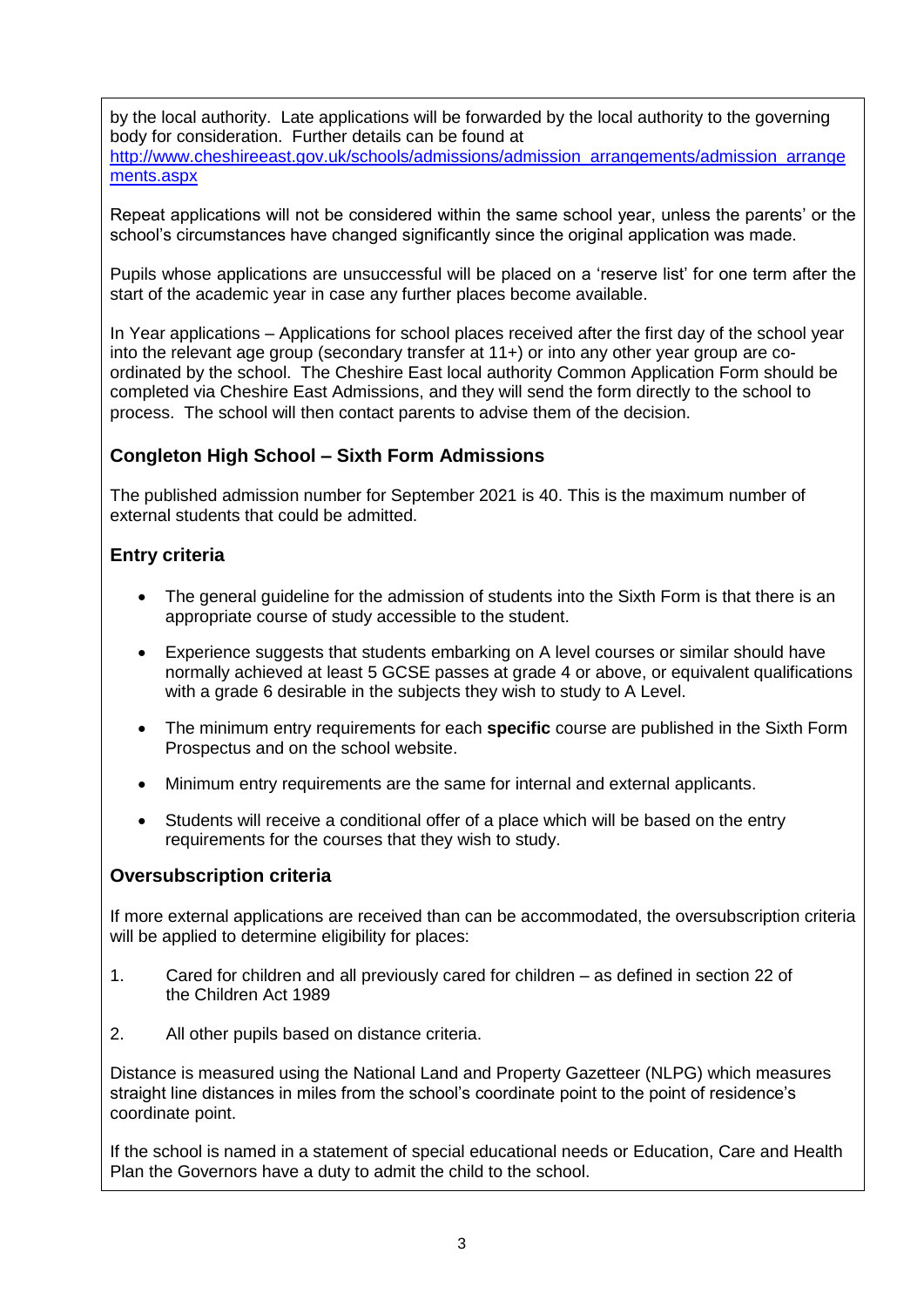by the local authority. Late applications will be forwarded by the local authority to the governing body for consideration. Further details can be found at [http://www.cheshireeast.gov.uk/schools/admissions/admission_arrangements/admission_arrangements.aspx](http://www.cheshireeast.gov.uk/schools/admissions/admission_arrangements/admission_arrangements.aspx)

Repeat applications will not be considered within the same school year, unless the parents' or the school's circumstances have changed significantly since the original application was made.

Pupils whose applications are unsuccessful will be placed on a 'reserve list' for one term after the start of the academic year in case any further places become available.

In Year applications – Applications for school places received after the first day of the school year into the relevant age group (secondary transfer at 11+) or into any other year group are co-ordinated by the school. The Cheshire East local authority Common Application Form should be completed via Cheshire East Admissions, and they will send the form directly to the school to process. The school will then contact parents to advise them of the decision.

## Congleton High School – Sixth Form Admissions

The published admission number for September 2021 is 40. This is the maximum number of external students that could be admitted.

## Entry criteria

- The general guideline for the admission of students into the Sixth Form is that there is an appropriate course of study accessible to the student.
- Experience suggests that students embarking on A level courses or similar should have normally achieved at least 5 GCSE passes at grade 4 or above, or equivalent qualifications with a grade 6 desirable in the subjects they wish to study to A Level.
- The minimum entry requirements for each **specific** course are published in the Sixth Form Prospectus and on the school website.
- Minimum entry requirements are the same for internal and external applicants.
- Students will receive a conditional offer of a place which will be based on the entry requirements for the courses that they wish to study.

## Oversubscription criteria

If more external applications are received than can be accommodated, the oversubscription criteria will be applied to determine eligibility for places:

1. Cared for children and all previously cared for children – as defined in section 22 of the Children Act 1989
2. All other pupils based on distance criteria.

Distance is measured using the National Land and Property Gazetteer (NLPG) which measures straight line distances in miles from the school's coordinate point to the point of residence's coordinate point.

If the school is named in a statement of special educational needs or Education, Care and Health Plan the Governors have a duty to admit the child to the school.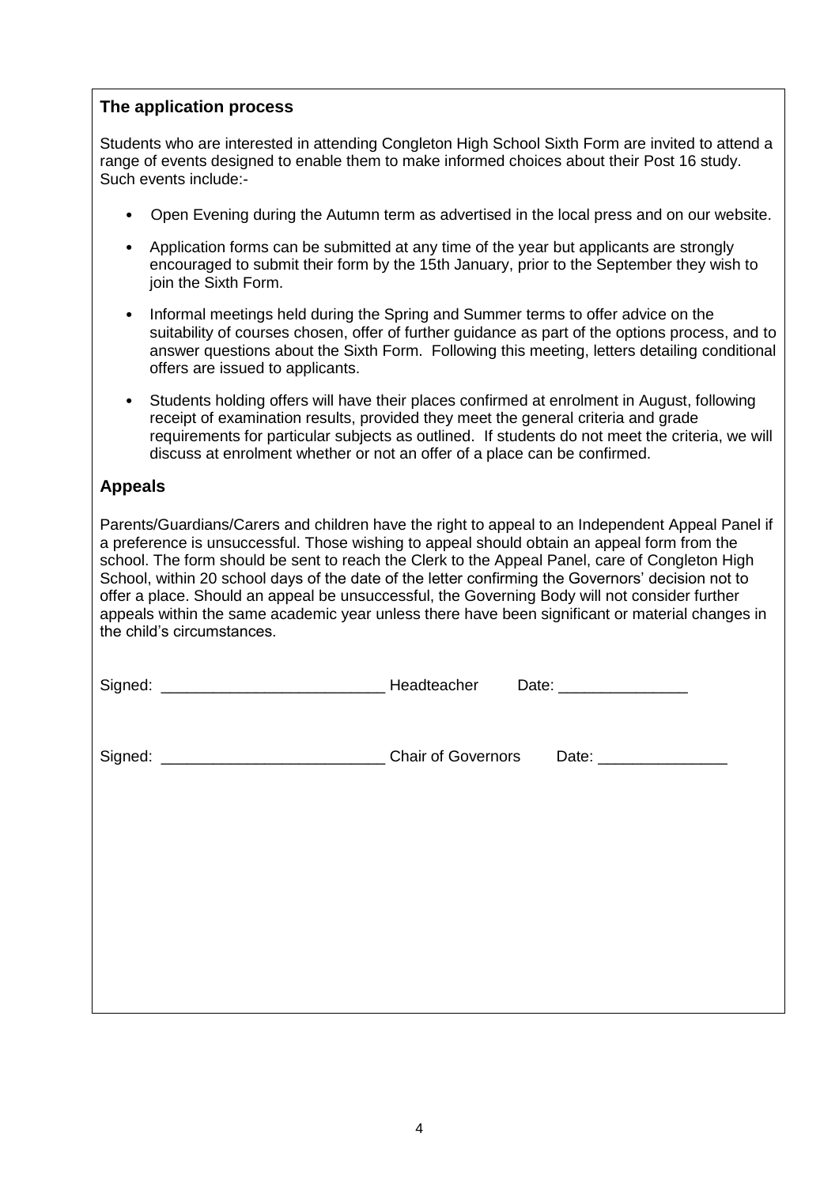## The application process

Students who are interested in attending Congleton High School Sixth Form are invited to attend a range of events designed to enable them to make informed choices about their Post 16 study. Such events include:-

- Open Evening during the Autumn term as advertised in the local press and on our website.
- Application forms can be submitted at any time of the year but applicants are strongly encouraged to submit their form by the 15th January, prior to the September they wish to join the Sixth Form.
- Informal meetings held during the Spring and Summer terms to offer advice on the suitability of courses chosen, offer of further guidance as part of the options process, and to answer questions about the Sixth Form. Following this meeting, letters detailing conditional offers are issued to applicants.
- Students holding offers will have their places confirmed at enrolment in August, following receipt of examination results, provided they meet the general criteria and grade requirements for particular subjects as outlined. If students do not meet the criteria, we will discuss at enrolment whether or not an offer of a place can be confirmed.

## Appeals

Parents/Guardians/Carers and children have the right to appeal to an Independent Appeal Panel if a preference is unsuccessful. Those wishing to appeal should obtain an appeal form from the school. The form should be sent to reach the Clerk to the Appeal Panel, care of Congleton High School, within 20 school days of the date of the letter confirming the Governors' decision not to offer a place. Should an appeal be unsuccessful, the Governing Body will not consider further appeals within the same academic year unless there have been significant or material changes in the child's circumstances.

Signed: __________________________ Headteacher Date: _______________

Signed: __________________________ Chair of Governors Date: _______________